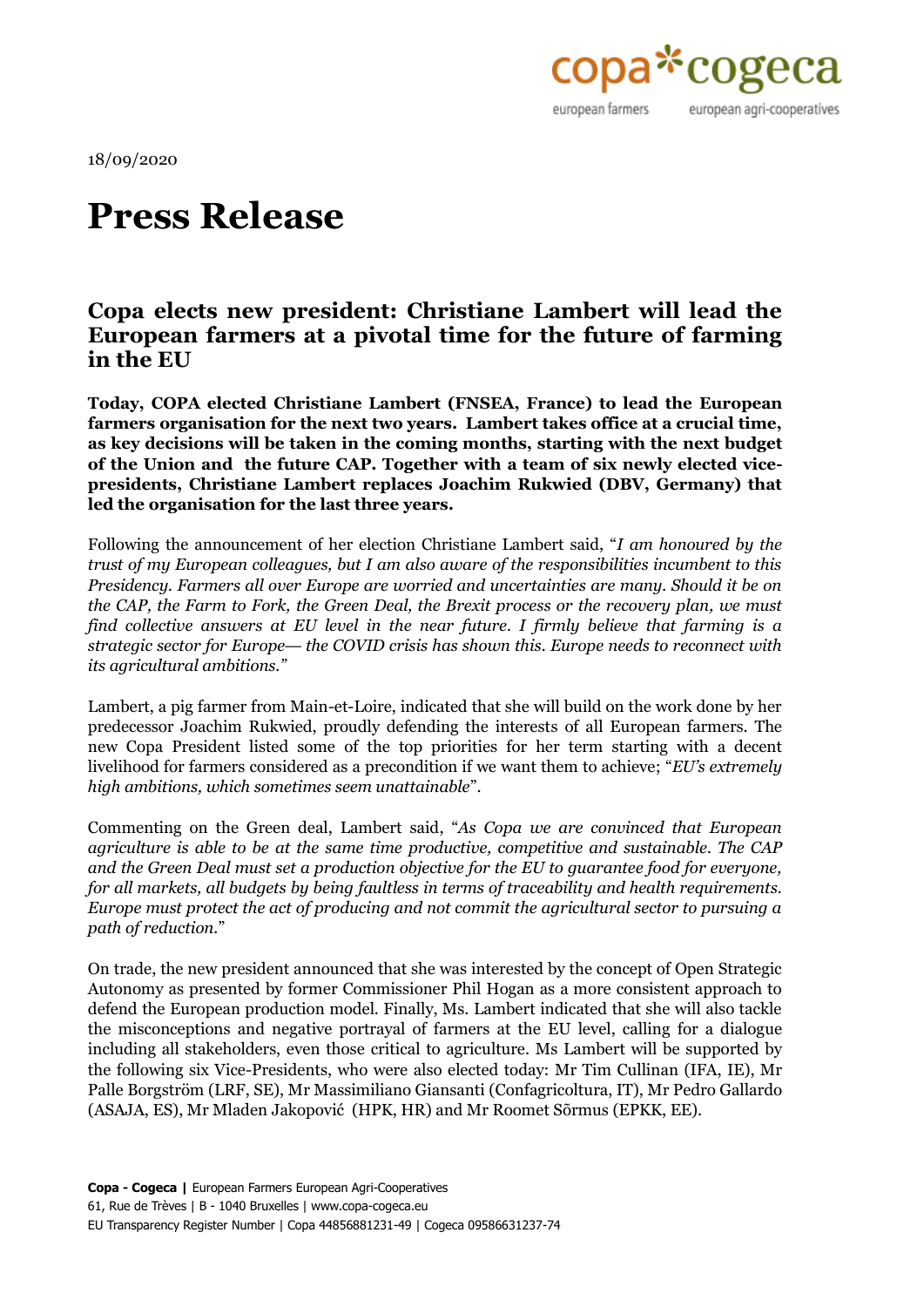18/09/2020

# Press Release

## Copa elects new president: Christiane Lambert will lead the European farmers at a pivotal time for the future of farming in the EU

**Today, COPA elected Christiane Lambert (FNSEA, France) to lead the European farmers organisation for the next two years. Lambert takes office at a crucial time, as key decisions will be taken in the coming months, starting with the next budget of the Union and the future CAP. Together with a team of six newly elected vice-presidents, Christiane Lambert replaces Joachim Rukwied (DBV, Germany) that led the organisation for the last three years.**

Following the announcement of her election Christiane Lambert said, "*I am honoured by the trust of my European colleagues, but I am also aware of the responsibilities incumbent to this Presidency. Farmers all over Europe are worried and uncertainties are many. Should it be on the CAP, the Farm to Fork, the Green Deal, the Brexit process or the recovery plan, we must find collective answers at EU level in the near future. I firmly believe that farming is a strategic sector for Europe— the COVID crisis has shown this. Europe needs to reconnect with its agricultural ambitions."*

Lambert, a pig farmer from Main-et-Loire, indicated that she will build on the work done by her predecessor Joachim Rukwied, proudly defending the interests of all European farmers. The new Copa President listed some of the top priorities for her term starting with a decent livelihood for farmers considered as a precondition if we want them to achieve; "*EU's extremely high ambitions, which sometimes seem unattainable*".

Commenting on the Green deal, Lambert said, "*As Copa we are convinced that European agriculture is able to be at the same time productive, competitive and sustainable. The CAP and the Green Deal must set a production objective for the EU to guarantee food for everyone, for all markets, all budgets by being faultless in terms of traceability and health requirements. Europe must protect the act of producing and not commit the agricultural sector to pursuing a path of reduction.*"

On trade, the new president announced that she was interested by the concept of Open Strategic Autonomy as presented by former Commissioner Phil Hogan as a more consistent approach to defend the European production model. Finally, Ms. Lambert indicated that she will also tackle the misconceptions and negative portrayal of farmers at the EU level, calling for a dialogue including all stakeholders, even those critical to agriculture. Ms Lambert will be supported by the following six Vice-Presidents, who were also elected today: Mr Tim Cullinan (IFA, IE), Mr Palle Borgström (LRF, SE), Mr Massimiliano Giansanti (Confagricoltura, IT), Mr Pedro Gallardo (ASAJA, ES), Mr Mladen Jakopović (HPK, HR) and Mr Roomet Sõrmus (EPKK, EE).

**Copa - Cogeca |** European Farmers European Agri-Cooperatives
61, Rue de Trèves | B - 1040 Bruxelles | www.copa-cogeca.eu
EU Transparency Register Number | Copa 44856881231-49 | Cogeca 09586631237-74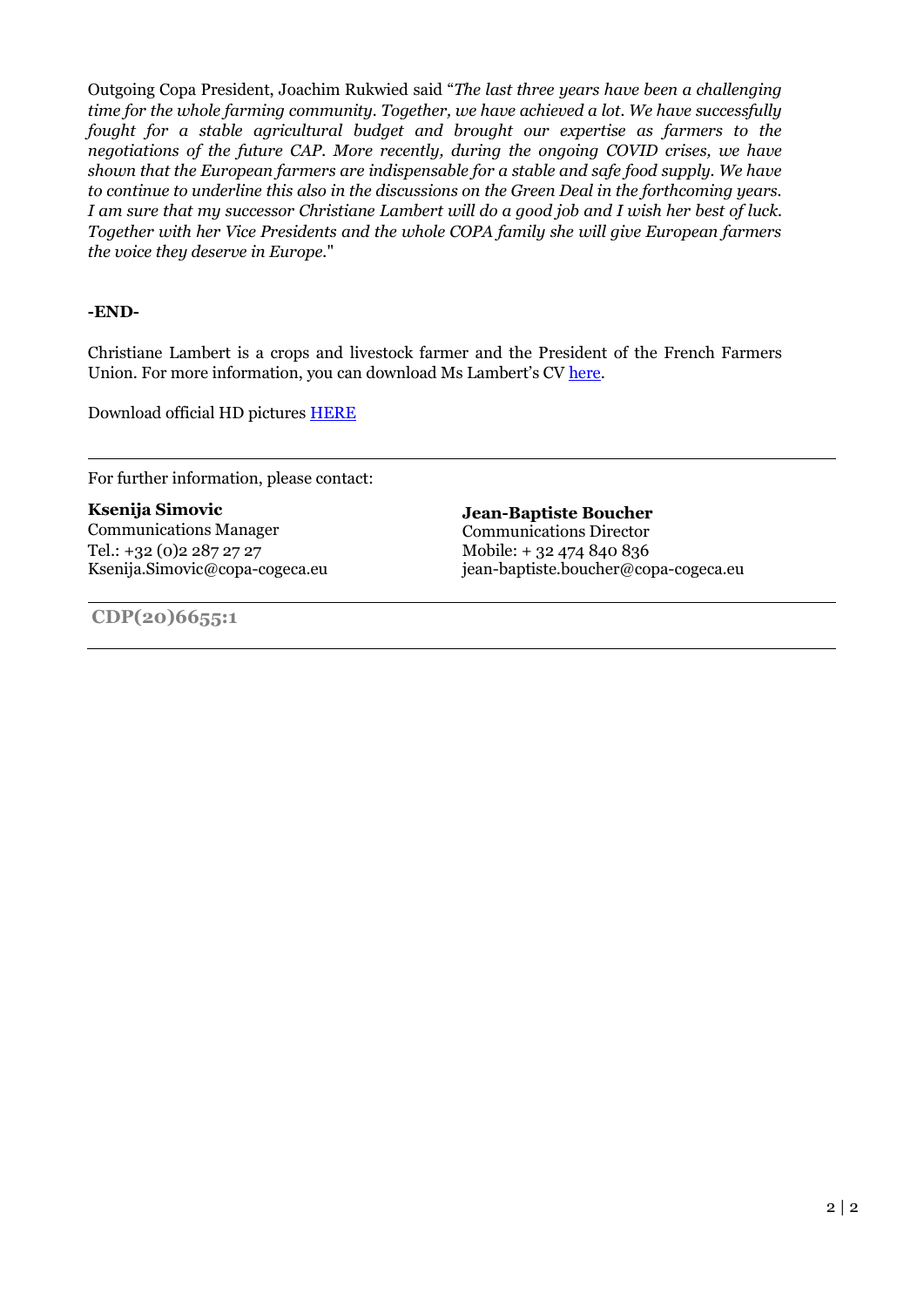Outgoing Copa President, Joachim Rukwied said "*The last three years have been a challenging time for the whole farming community. Together, we have achieved a lot. We have successfully fought for a stable agricultural budget and brought our expertise as farmers to the negotiations of the future CAP. More recently, during the ongoing COVID crises, we have shown that the European farmers are indispensable for a stable and safe food supply. We have to continue to underline this also in the discussions on the Green Deal in the forthcoming years. I am sure that my successor Christiane Lambert will do a good job and I wish her best of luck. Together with her Vice Presidents and the whole COPA family she will give European farmers the voice they deserve in Europe.*"

**-END-**

Christiane Lambert is a crops and livestock farmer and the President of the French Farmers Union. For more information, you can download Ms Lambert's CV here.

Download official HD pictures HERE

---

For further information, please contact:

**Ksenija Simovic**
Communications Manager
Tel.: +32 (0)2 287 27 27
Ksenija.Simovic@copa-cogeca.eu

**Jean-Baptiste Boucher**
Communications Director
Mobile: + 32 474 840 836
jean-baptiste.boucher@copa-cogeca.eu

---

**CDP(20)6655:1**